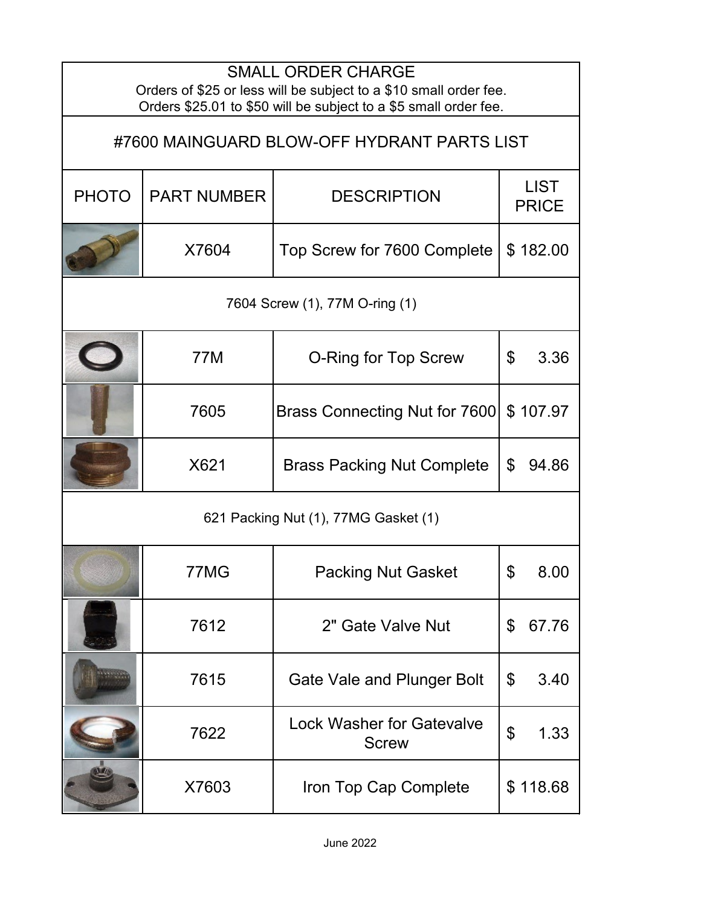## SMALL ORDER CHARGE

Orders of $25 or less will be subject to a $10 small order fee.
Orders $25.01 to $50 will be subject to a $5 small order fee.

# #7600 MAINGUARD BLOW-OFF HYDRANT PARTS LIST

| PHOTO | PART NUMBER | DESCRIPTION | LIST PRICE |
|---|---|---|---|
| | X7604 | Top Screw for 7600 Complete | $ 182.00 |
| 7604 Screw (1), 77M O-ring (1) | | | |
| | 77M | O-Ring for Top Screw | $ 3.36 |
| | 7605 | Brass Connecting Nut for 7600 | $ 107.97 |
| | X621 | Brass Packing Nut Complete | $ 94.86 |
| 621 Packing Nut (1), 77MG Gasket (1) | | | |
| | 77MG | Packing Nut Gasket | $ 8.00 |
| | 7612 | 2" Gate Valve Nut | $ 67.76 |
| | 7615 | Gate Vale and Plunger Bolt | $ 3.40 |
| | 7622 | Lock Washer for Gatevalve Screw | $ 1.33 |
| | X7603 | Iron Top Cap Complete | $ 118.68 |

June 2022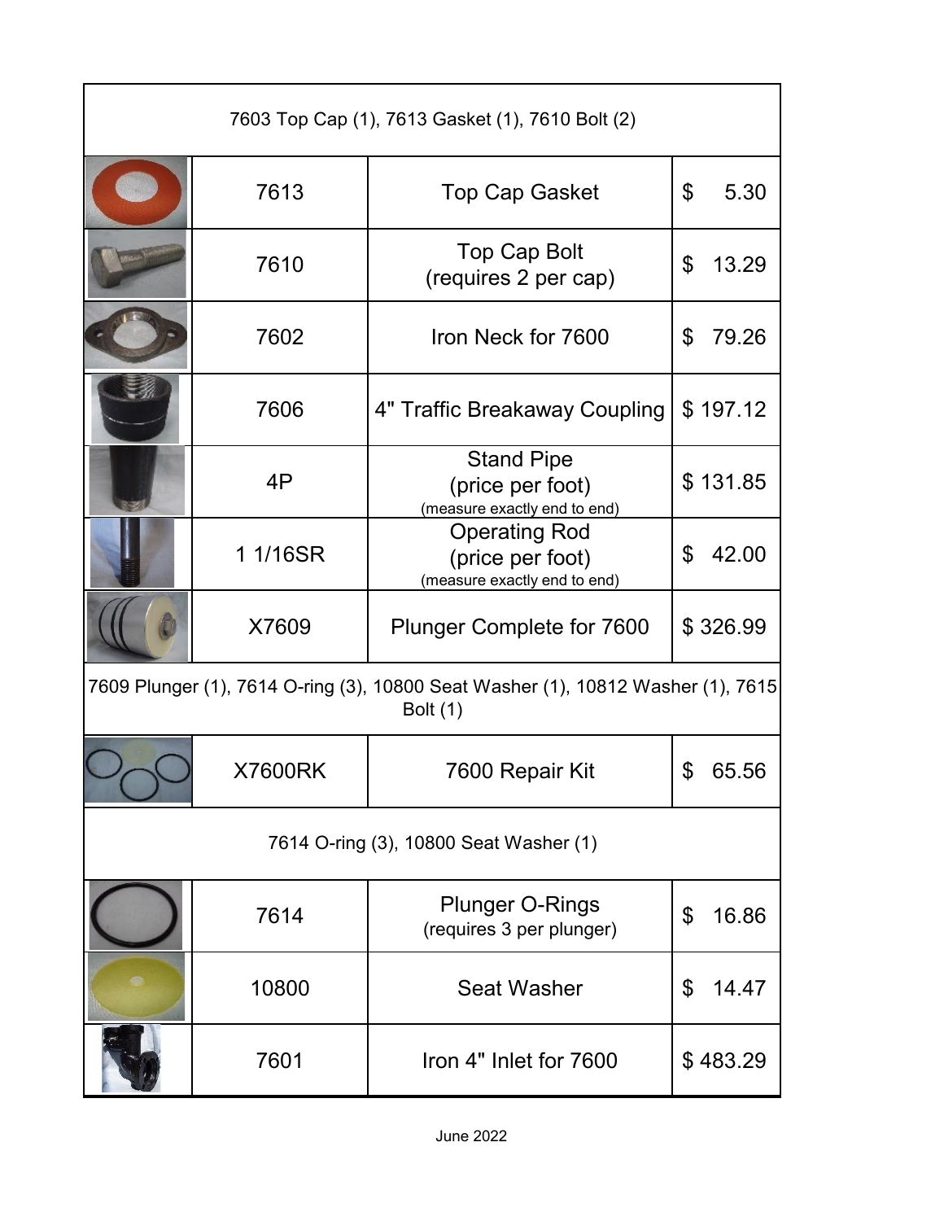| | Part | Description | Price |
|---|---|---|---|
| 7603 Top Cap (1), 7613 Gasket (1), 7610 Bolt (2) | | | |
| | 7613 | Top Cap Gasket | $ 5.30 |
| | 7610 | Top Cap Bolt (requires 2 per cap) | $ 13.29 |
| | 7602 | Iron Neck for 7600 | $ 79.26 |
| | 7606 | 4" Traffic Breakaway Coupling | $ 197.12 |
| | 4P | Stand Pipe (price per foot) (measure exactly end to end) | $ 131.85 |
| | 1 1/16SR | Operating Rod (price per foot) (measure exactly end to end) | $ 42.00 |
| | X7609 | Plunger Complete for 7600 | $ 326.99 |
| 7609 Plunger (1), 7614 O-ring (3), 10800 Seat Washer (1), 10812 Washer (1), 7615 Bolt (1) | | | |
| | X7600RK | 7600 Repair Kit | $ 65.56 |
| 7614 O-ring (3), 10800 Seat Washer (1) | | | |
| | 7614 | Plunger O-Rings (requires 3 per plunger) | $ 16.86 |
| | 10800 | Seat Washer | $ 14.47 |
| | 7601 | Iron 4" Inlet for 7600 | $ 483.29 |

June 2022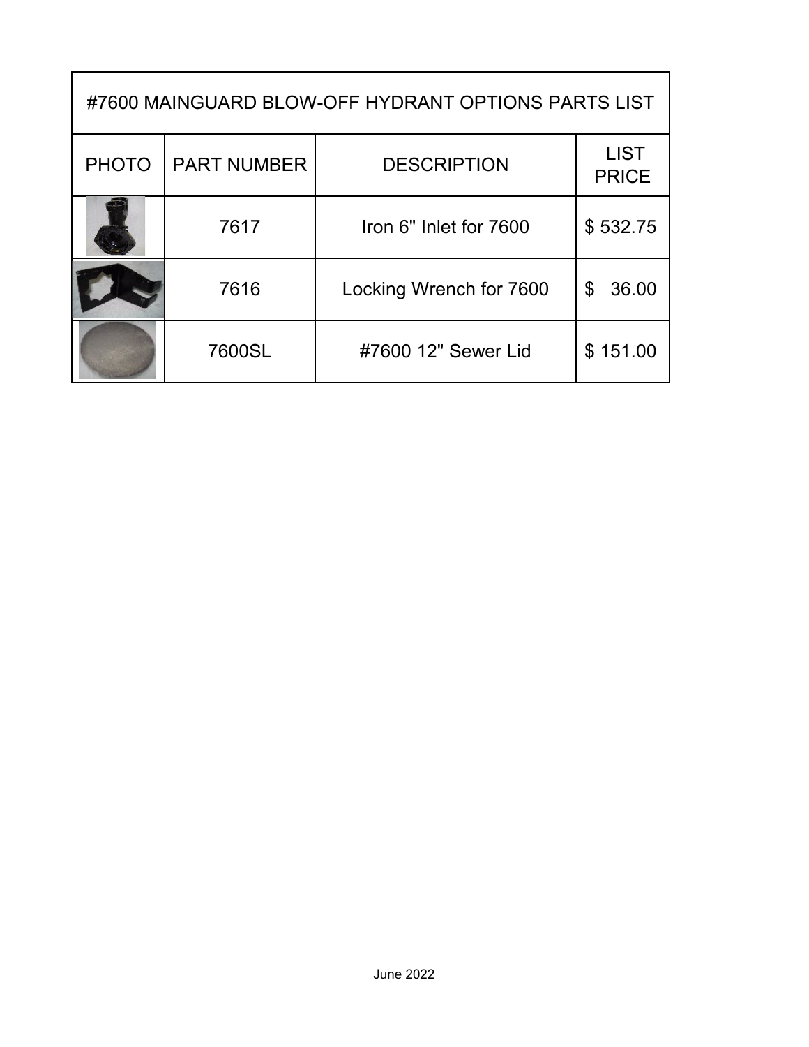| #7600 MAINGUARD BLOW-OFF HYDRANT OPTIONS PARTS LIST | | | |
|---|---|---|---|
| PHOTO | PART NUMBER | DESCRIPTION | LIST PRICE |
| | 7617 | Iron 6" Inlet for 7600 | $ 532.75 |
| | 7616 | Locking Wrench for 7600 | $ 36.00 |
| | 7600SL | #7600 12" Sewer Lid | $ 151.00 |

June 2022